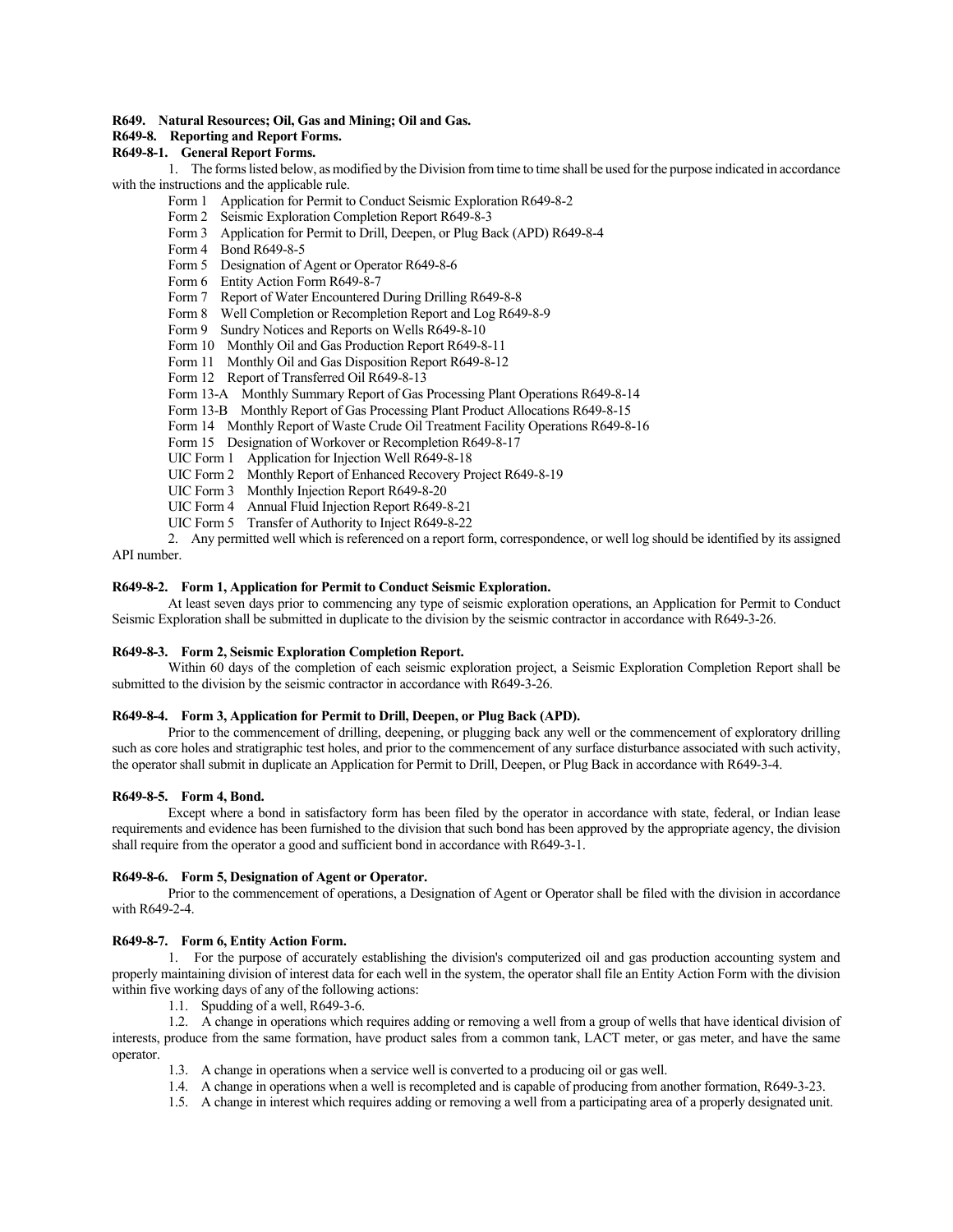**R649. Natural Resources; Oil, Gas and Mining; Oil and Gas.**

**R649-8. Reporting and Report Forms.**

**R649-8-1. General Report Forms.**

1. The forms listed below, as modified by the Division from time to time shall be used for the purpose indicated in accordance with the instructions and the applicable rule.

Form 1 Application for Permit to Conduct Seismic Exploration R649-8-2
Form 2 Seismic Exploration Completion Report R649-8-3
Form 3 Application for Permit to Drill, Deepen, or Plug Back (APD) R649-8-4
Form 4 Bond R649-8-5
Form 5 Designation of Agent or Operator R649-8-6
Form 6 Entity Action Form R649-8-7
Form 7 Report of Water Encountered During Drilling R649-8-8
Form 8 Well Completion or Recompletion Report and Log R649-8-9
Form 9 Sundry Notices and Reports on Wells R649-8-10
Form 10 Monthly Oil and Gas Production Report R649-8-11
Form 11 Monthly Oil and Gas Disposition Report R649-8-12
Form 12 Report of Transferred Oil R649-8-13
Form 13-A Monthly Summary Report of Gas Processing Plant Operations R649-8-14
Form 13-B Monthly Report of Gas Processing Plant Product Allocations R649-8-15
Form 14 Monthly Report of Waste Crude Oil Treatment Facility Operations R649-8-16
Form 15 Designation of Workover or Recompletion R649-8-17
UIC Form 1 Application for Injection Well R649-8-18
UIC Form 2 Monthly Report of Enhanced Recovery Project R649-8-19
UIC Form 3 Monthly Injection Report R649-8-20
UIC Form 4 Annual Fluid Injection Report R649-8-21
UIC Form 5 Transfer of Authority to Inject R649-8-22

2. Any permitted well which is referenced on a report form, correspondence, or well log should be identified by its assigned API number.

**R649-8-2. Form 1, Application for Permit to Conduct Seismic Exploration.**

At least seven days prior to commencing any type of seismic exploration operations, an Application for Permit to Conduct Seismic Exploration shall be submitted in duplicate to the division by the seismic contractor in accordance with R649-3-26.

**R649-8-3. Form 2, Seismic Exploration Completion Report.**

Within 60 days of the completion of each seismic exploration project, a Seismic Exploration Completion Report shall be submitted to the division by the seismic contractor in accordance with R649-3-26.

**R649-8-4. Form 3, Application for Permit to Drill, Deepen, or Plug Back (APD).**

Prior to the commencement of drilling, deepening, or plugging back any well or the commencement of exploratory drilling such as core holes and stratigraphic test holes, and prior to the commencement of any surface disturbance associated with such activity, the operator shall submit in duplicate an Application for Permit to Drill, Deepen, or Plug Back in accordance with R649-3-4.

**R649-8-5. Form 4, Bond.**

Except where a bond in satisfactory form has been filed by the operator in accordance with state, federal, or Indian lease requirements and evidence has been furnished to the division that such bond has been approved by the appropriate agency, the division shall require from the operator a good and sufficient bond in accordance with R649-3-1.

**R649-8-6. Form 5, Designation of Agent or Operator.**

Prior to the commencement of operations, a Designation of Agent or Operator shall be filed with the division in accordance with R649-2-4.

**R649-8-7. Form 6, Entity Action Form.**

1. For the purpose of accurately establishing the division's computerized oil and gas production accounting system and properly maintaining division of interest data for each well in the system, the operator shall file an Entity Action Form with the division within five working days of any of the following actions:

1.1. Spudding of a well, R649-3-6.

1.2. A change in operations which requires adding or removing a well from a group of wells that have identical division of interests, produce from the same formation, have product sales from a common tank, LACT meter, or gas meter, and have the same operator.

1.3. A change in operations when a service well is converted to a producing oil or gas well.

1.4. A change in operations when a well is recompleted and is capable of producing from another formation, R649-3-23.

1.5. A change in interest which requires adding or removing a well from a participating area of a properly designated unit.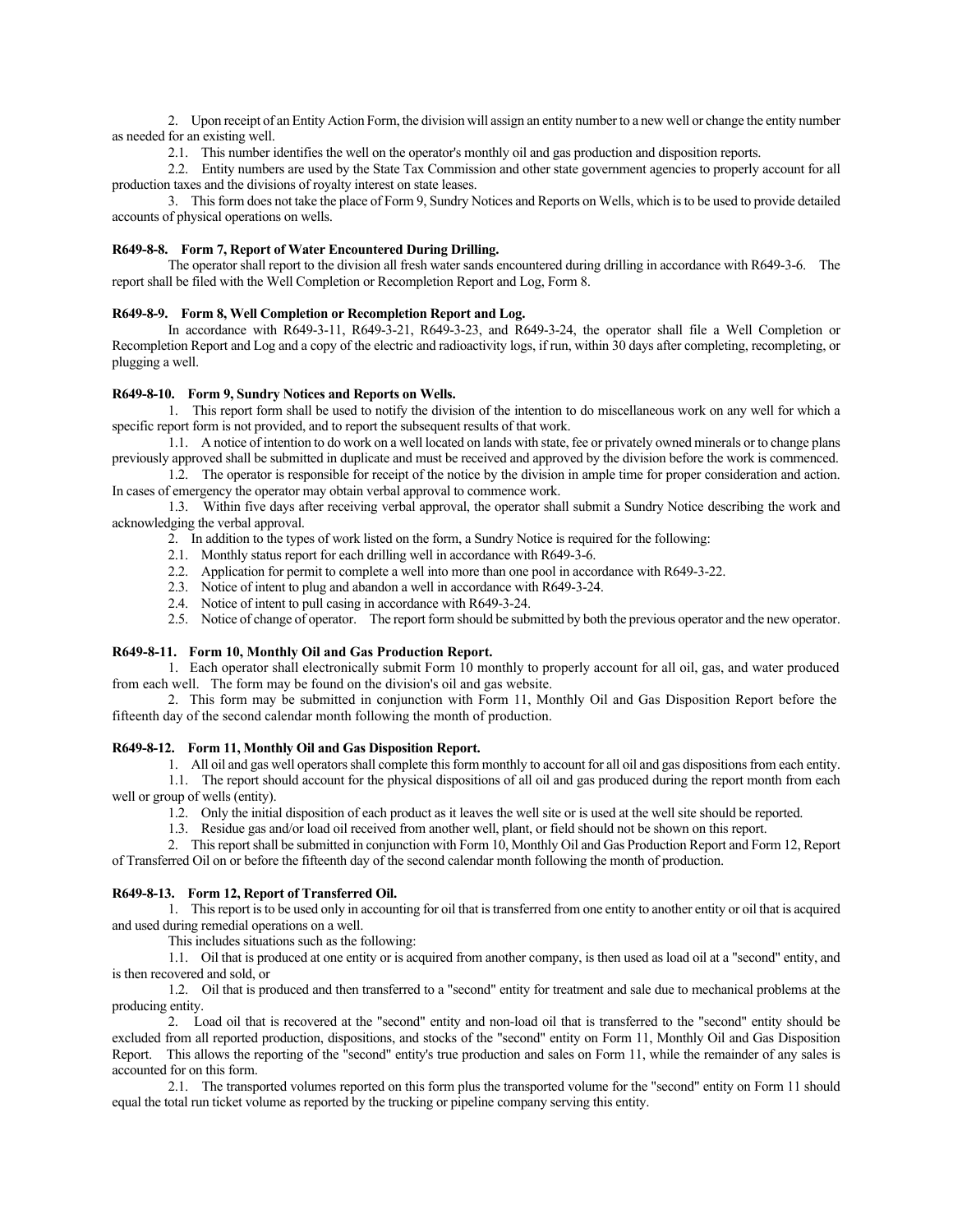2. Upon receipt of an Entity Action Form, the division will assign an entity number to a new well or change the entity number as needed for an existing well.

2.1. This number identifies the well on the operator's monthly oil and gas production and disposition reports.

2.2. Entity numbers are used by the State Tax Commission and other state government agencies to properly account for all production taxes and the divisions of royalty interest on state leases.

3. This form does not take the place of Form 9, Sundry Notices and Reports on Wells, which is to be used to provide detailed accounts of physical operations on wells.

**R649-8-8. Form 7, Report of Water Encountered During Drilling.**

The operator shall report to the division all fresh water sands encountered during drilling in accordance with R649-3-6. The report shall be filed with the Well Completion or Recompletion Report and Log, Form 8.

**R649-8-9. Form 8, Well Completion or Recompletion Report and Log.**

In accordance with R649-3-11, R649-3-21, R649-3-23, and R649-3-24, the operator shall file a Well Completion or Recompletion Report and Log and a copy of the electric and radioactivity logs, if run, within 30 days after completing, recompleting, or plugging a well.

**R649-8-10. Form 9, Sundry Notices and Reports on Wells.**

1. This report form shall be used to notify the division of the intention to do miscellaneous work on any well for which a specific report form is not provided, and to report the subsequent results of that work.

1.1. A notice of intention to do work on a well located on lands with state, fee or privately owned minerals or to change plans previously approved shall be submitted in duplicate and must be received and approved by the division before the work is commenced.

1.2. The operator is responsible for receipt of the notice by the division in ample time for proper consideration and action. In cases of emergency the operator may obtain verbal approval to commence work.

1.3. Within five days after receiving verbal approval, the operator shall submit a Sundry Notice describing the work and acknowledging the verbal approval.

2. In addition to the types of work listed on the form, a Sundry Notice is required for the following:

2.1. Monthly status report for each drilling well in accordance with R649-3-6.

2.2. Application for permit to complete a well into more than one pool in accordance with R649-3-22.

2.3. Notice of intent to plug and abandon a well in accordance with R649-3-24.

2.4. Notice of intent to pull casing in accordance with R649-3-24.

2.5. Notice of change of operator. The report form should be submitted by both the previous operator and the new operator.

**R649-8-11. Form 10, Monthly Oil and Gas Production Report.**

1. Each operator shall electronically submit Form 10 monthly to properly account for all oil, gas, and water produced from each well. The form may be found on the division's oil and gas website.

2. This form may be submitted in conjunction with Form 11, Monthly Oil and Gas Disposition Report before the fifteenth day of the second calendar month following the month of production.

**R649-8-12. Form 11, Monthly Oil and Gas Disposition Report.**

1. All oil and gas well operators shall complete this form monthly to account for all oil and gas dispositions from each entity.

1.1. The report should account for the physical dispositions of all oil and gas produced during the report month from each well or group of wells (entity).

1.2. Only the initial disposition of each product as it leaves the well site or is used at the well site should be reported.

1.3. Residue gas and/or load oil received from another well, plant, or field should not be shown on this report.

2. This report shall be submitted in conjunction with Form 10, Monthly Oil and Gas Production Report and Form 12, Report of Transferred Oil on or before the fifteenth day of the second calendar month following the month of production.

**R649-8-13. Form 12, Report of Transferred Oil.**

1. This report is to be used only in accounting for oil that is transferred from one entity to another entity or oil that is acquired and used during remedial operations on a well.

This includes situations such as the following:

1.1. Oil that is produced at one entity or is acquired from another company, is then used as load oil at a "second" entity, and is then recovered and sold, or

1.2. Oil that is produced and then transferred to a "second" entity for treatment and sale due to mechanical problems at the producing entity.

2. Load oil that is recovered at the "second" entity and non-load oil that is transferred to the "second" entity should be excluded from all reported production, dispositions, and stocks of the "second" entity on Form 11, Monthly Oil and Gas Disposition Report. This allows the reporting of the "second" entity's true production and sales on Form 11, while the remainder of any sales is accounted for on this form.

2.1. The transported volumes reported on this form plus the transported volume for the "second" entity on Form 11 should equal the total run ticket volume as reported by the trucking or pipeline company serving this entity.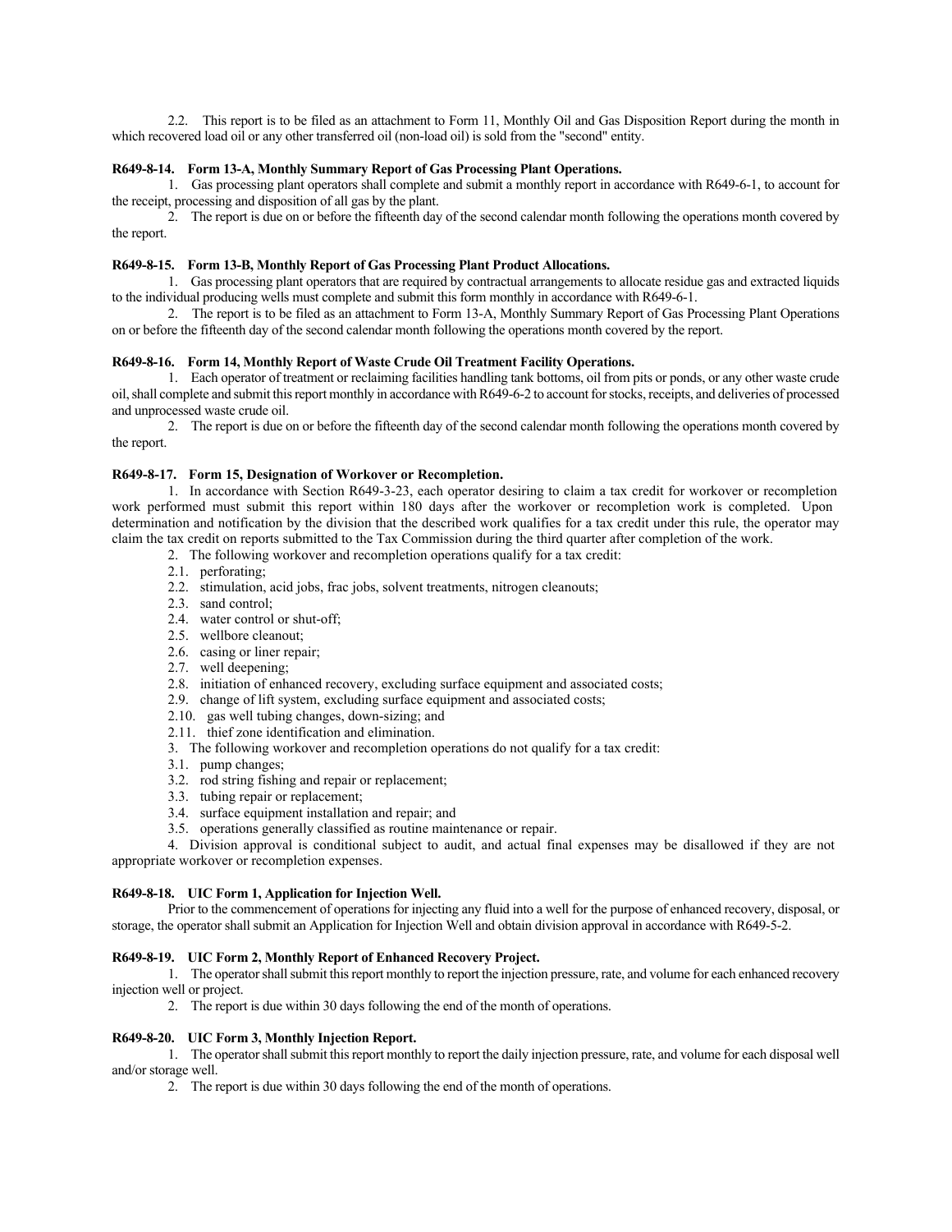2.2. This report is to be filed as an attachment to Form 11, Monthly Oil and Gas Disposition Report during the month in which recovered load oil or any other transferred oil (non-load oil) is sold from the "second" entity.

**R649-8-14. Form 13-A, Monthly Summary Report of Gas Processing Plant Operations.**

1. Gas processing plant operators shall complete and submit a monthly report in accordance with R649-6-1, to account for the receipt, processing and disposition of all gas by the plant.

2. The report is due on or before the fifteenth day of the second calendar month following the operations month covered by the report.

**R649-8-15. Form 13-B, Monthly Report of Gas Processing Plant Product Allocations.**

1. Gas processing plant operators that are required by contractual arrangements to allocate residue gas and extracted liquids to the individual producing wells must complete and submit this form monthly in accordance with R649-6-1.

2. The report is to be filed as an attachment to Form 13-A, Monthly Summary Report of Gas Processing Plant Operations on or before the fifteenth day of the second calendar month following the operations month covered by the report.

**R649-8-16. Form 14, Monthly Report of Waste Crude Oil Treatment Facility Operations.**

1. Each operator of treatment or reclaiming facilities handling tank bottoms, oil from pits or ponds, or any other waste crude oil, shall complete and submit this report monthly in accordance with R649-6-2 to account for stocks, receipts, and deliveries of processed and unprocessed waste crude oil.

2. The report is due on or before the fifteenth day of the second calendar month following the operations month covered by the report.

**R649-8-17. Form 15, Designation of Workover or Recompletion.**

1. In accordance with Section R649-3-23, each operator desiring to claim a tax credit for workover or recompletion work performed must submit this report within 180 days after the workover or recompletion work is completed. Upon determination and notification by the division that the described work qualifies for a tax credit under this rule, the operator may claim the tax credit on reports submitted to the Tax Commission during the third quarter after completion of the work.

2. The following workover and recompletion operations qualify for a tax credit:

2.1. perforating;

2.2. stimulation, acid jobs, frac jobs, solvent treatments, nitrogen cleanouts;

2.3. sand control;

2.4. water control or shut-off;

2.5. wellbore cleanout;

2.6. casing or liner repair;

2.7. well deepening;

2.8. initiation of enhanced recovery, excluding surface equipment and associated costs;

2.9. change of lift system, excluding surface equipment and associated costs;

2.10. gas well tubing changes, down-sizing; and

2.11. thief zone identification and elimination.

3. The following workover and recompletion operations do not qualify for a tax credit:

3.1. pump changes;

3.2. rod string fishing and repair or replacement;

3.3. tubing repair or replacement;

3.4. surface equipment installation and repair; and

3.5. operations generally classified as routine maintenance or repair.

4. Division approval is conditional subject to audit, and actual final expenses may be disallowed if they are not appropriate workover or recompletion expenses.

**R649-8-18. UIC Form 1, Application for Injection Well.**

Prior to the commencement of operations for injecting any fluid into a well for the purpose of enhanced recovery, disposal, or storage, the operator shall submit an Application for Injection Well and obtain division approval in accordance with R649-5-2.

**R649-8-19. UIC Form 2, Monthly Report of Enhanced Recovery Project.**

1. The operator shall submit this report monthly to report the injection pressure, rate, and volume for each enhanced recovery injection well or project.

2. The report is due within 30 days following the end of the month of operations.

**R649-8-20. UIC Form 3, Monthly Injection Report.**

1. The operator shall submit this report monthly to report the daily injection pressure, rate, and volume for each disposal well and/or storage well.

2. The report is due within 30 days following the end of the month of operations.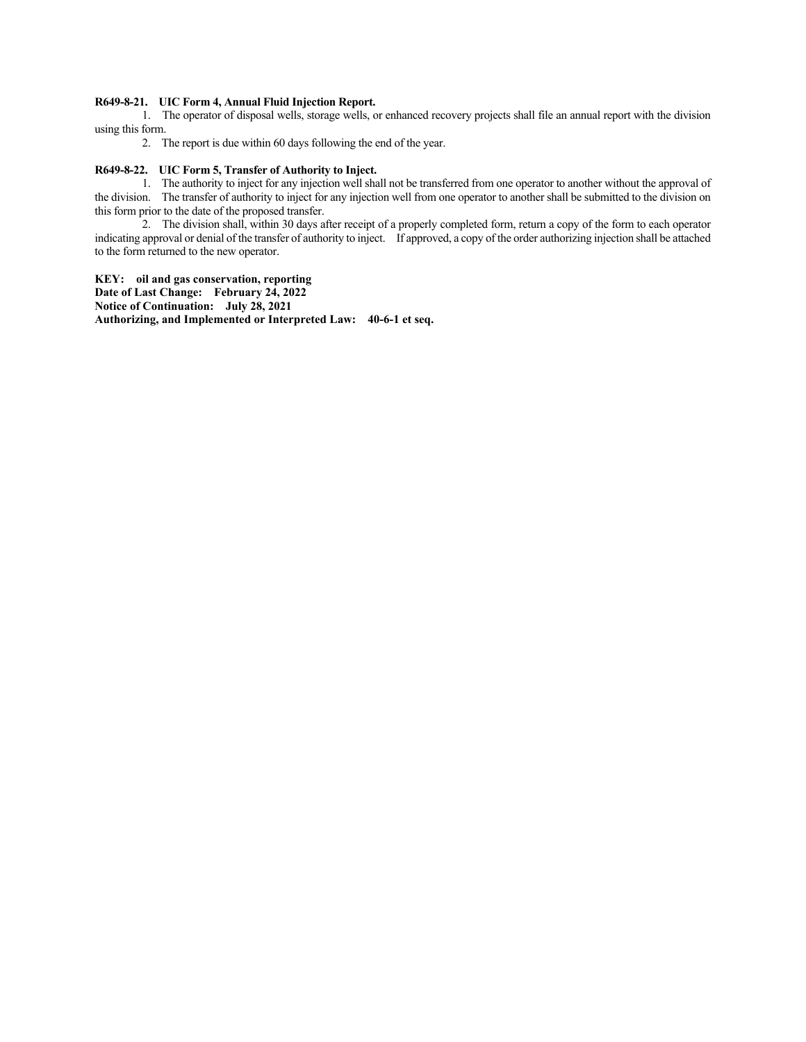**R649-8-21. UIC Form 4, Annual Fluid Injection Report.**

1. The operator of disposal wells, storage wells, or enhanced recovery projects shall file an annual report with the division using this form.

2. The report is due within 60 days following the end of the year.

**R649-8-22. UIC Form 5, Transfer of Authority to Inject.**

1. The authority to inject for any injection well shall not be transferred from one operator to another without the approval of the division. The transfer of authority to inject for any injection well from one operator to another shall be submitted to the division on this form prior to the date of the proposed transfer.

2. The division shall, within 30 days after receipt of a properly completed form, return a copy of the form to each operator indicating approval or denial of the transfer of authority to inject. If approved, a copy of the order authorizing injection shall be attached to the form returned to the new operator.

**KEY: oil and gas conservation, reporting**
**Date of Last Change: February 24, 2022**
**Notice of Continuation: July 28, 2021**
**Authorizing, and Implemented or Interpreted Law: 40-6-1 et seq.**